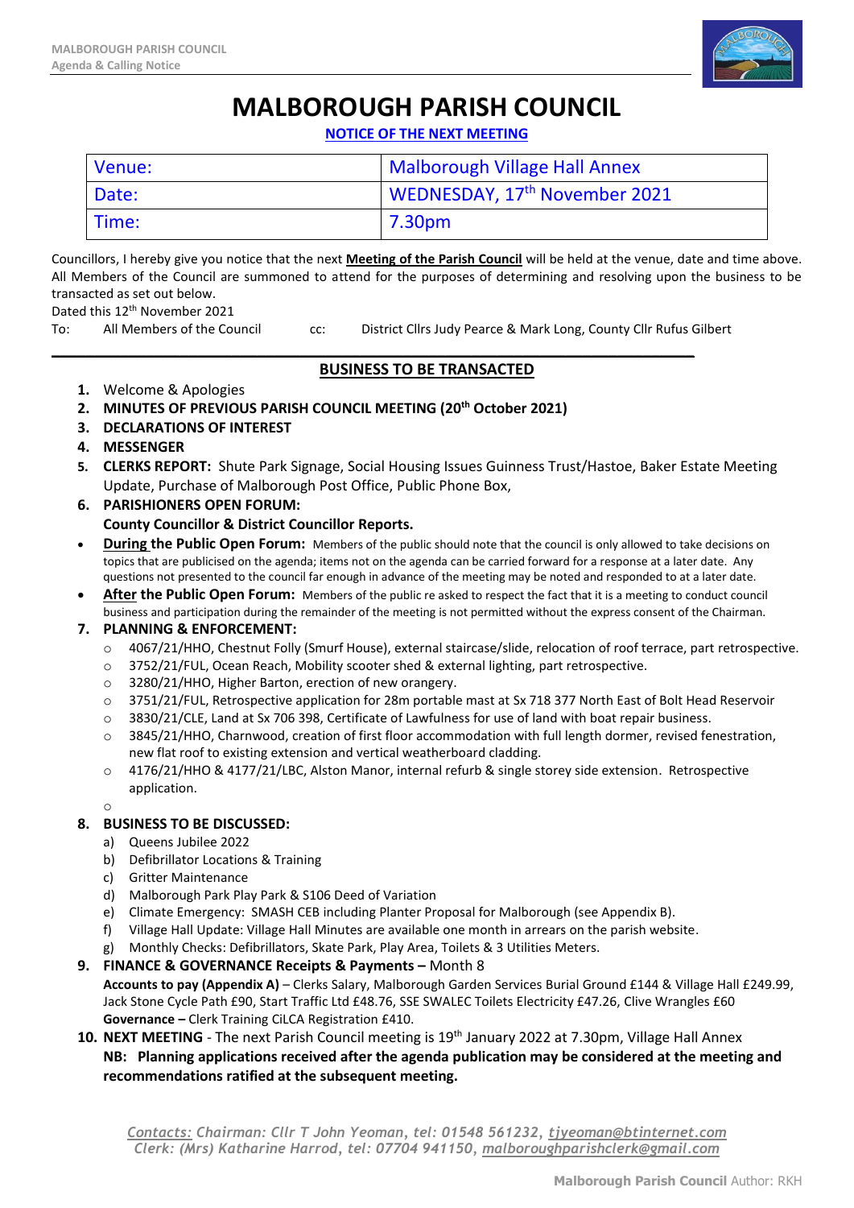# MALBOROUGH PARISH COUNCIL

**NOTICE OF THE NEXT MEETING**

| Venue: | Malborough Village Hall Annex |
|---|---|
| Date: | WEDNESDAY, 17th November 2021 |
| Time: | 7.30pm |

Councillors, I hereby give you notice that the next **Meeting of the Parish Council** will be held at the venue, date and time above. All Members of the Council are summoned to attend for the purposes of determining and resolving upon the business to be transacted as set out below.

Dated this 12th November 2021

To: All Members of the Council cc: District Cllrs Judy Pearce & Mark Long, County Cllr Rufus Gilbert

## BUSINESS TO BE TRANSACTED

1. Welcome & Apologies
2. **MINUTES OF PREVIOUS PARISH COUNCIL MEETING (20th October 2021)**
3. **DECLARATIONS OF INTEREST**
4. **MESSENGER**
5. **CLERKS REPORT:** Shute Park Signage, Social Housing Issues Guinness Trust/Hastoe, Baker Estate Meeting Update, Purchase of Malborough Post Office, Public Phone Box,
6. **PARISHIONERS OPEN FORUM:**
   **County Councillor & District Councillor Reports.**
   - **During the Public Open Forum:** Members of the public should note that the council is only allowed to take decisions on topics that are publicised on the agenda; items not on the agenda can be carried forward for a response at a later date. Any questions not presented to the council far enough in advance of the meeting may be noted and responded to at a later date.
   - **After the Public Open Forum:** Members of the public re asked to respect the fact that it is a meeting to conduct council business and participation during the remainder of the meeting is not permitted without the express consent of the Chairman.
7. **PLANNING & ENFORCEMENT:**
   - 4067/21/HHO, Chestnut Folly (Smurf House), external staircase/slide, relocation of roof terrace, part retrospective.
   - 3752/21/FUL, Ocean Reach, Mobility scooter shed & external lighting, part retrospective.
   - 3280/21/HHO, Higher Barton, erection of new orangery.
   - 3751/21/FUL, Retrospective application for 28m portable mast at Sx 718 377 North East of Bolt Head Reservoir
   - 3830/21/CLE, Land at Sx 706 398, Certificate of Lawfulness for use of land with boat repair business.
   - 3845/21/HHO, Charnwood, creation of first floor accommodation with full length dormer, revised fenestration, new flat roof to existing extension and vertical weatherboard cladding.
   - 4176/21/HHO & 4177/21/LBC, Alston Manor, internal refurb & single storey side extension. Retrospective application.
   - 
8. **BUSINESS TO BE DISCUSSED:**
   a) Queens Jubilee 2022
   b) Defibrillator Locations & Training
   c) Gritter Maintenance
   d) Malborough Park Play Park & S106 Deed of Variation
   e) Climate Emergency: SMASH CEB including Planter Proposal for Malborough (see Appendix B).
   f) Village Hall Update: Village Hall Minutes are available one month in arrears on the parish website.
   g) Monthly Checks: Defibrillators, Skate Park, Play Area, Toilets & 3 Utilities Meters.
9. **FINANCE & GOVERNANCE Receipts & Payments –** Month 8
   **Accounts to pay (Appendix A)** – Clerks Salary, Malborough Garden Services Burial Ground £144 & Village Hall £249.99, Jack Stone Cycle Path £90, Start Traffic Ltd £48.76, SSE SWALEC Toilets Electricity £47.26, Clive Wrangles £60
   **Governance –** Clerk Training CiLCA Registration £410.
10. **NEXT MEETING** - The next Parish Council meeting is 19th January 2022 at 7.30pm, Village Hall Annex
    **NB: Planning applications received after the agenda publication may be considered at the meeting and recommendations ratified at the subsequent meeting.**

*Contacts: Chairman: Cllr T John Yeoman, tel: 01548 561232, tjyeoman@btinternet.com*
*Clerk: (Mrs) Katharine Harrod, tel: 07704 941150, malboroughparishclerk@gmail.com*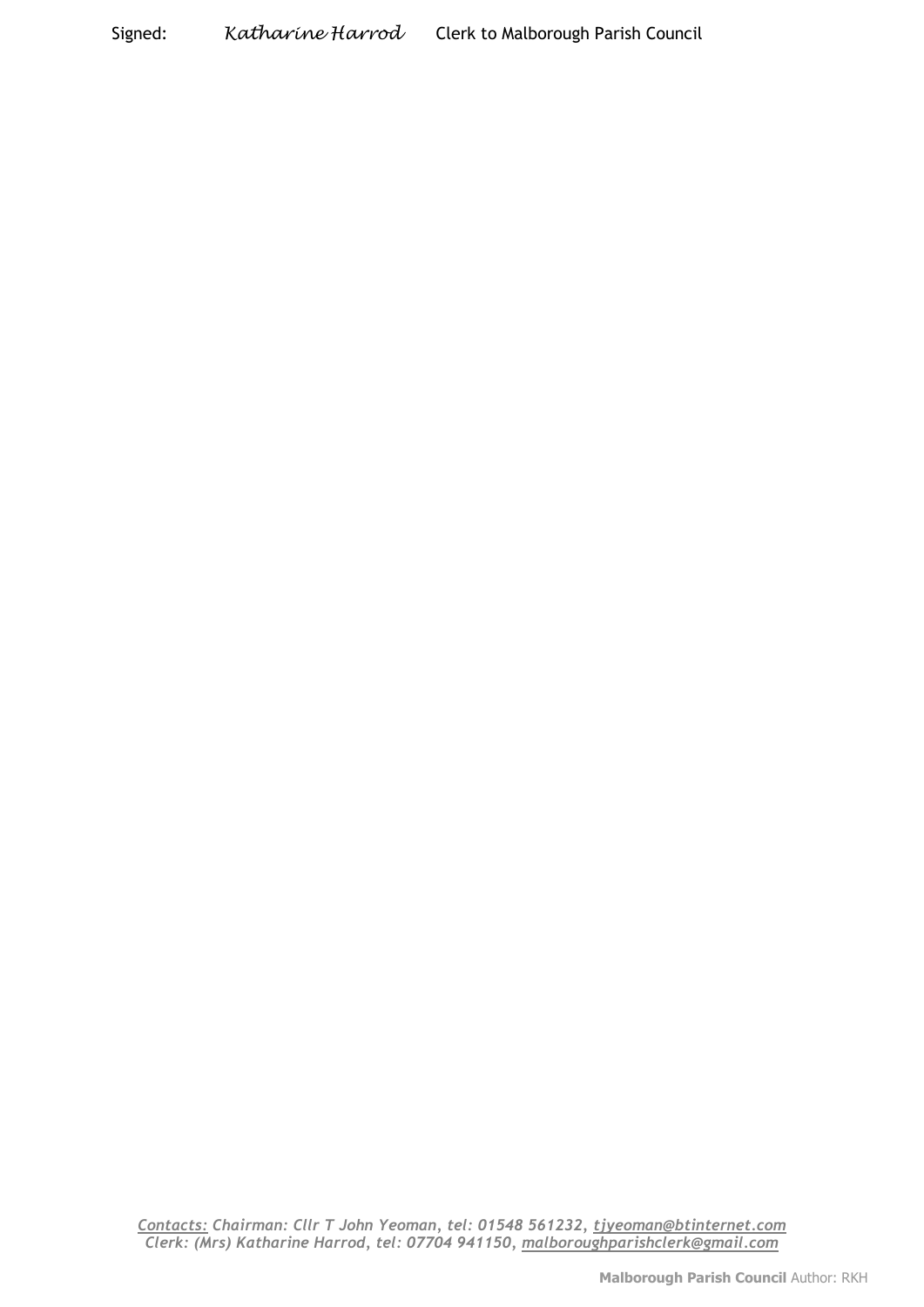Signed: *Katharine Harrod* Clerk to Malborough Parish Council

*Contacts: Chairman: Cllr T John Yeoman, tel: 01548 561232, tjyeoman@btinternet.com*
*Clerk: (Mrs) Katharine Harrod, tel: 07704 941150, malboroughparishclerk@gmail.com*